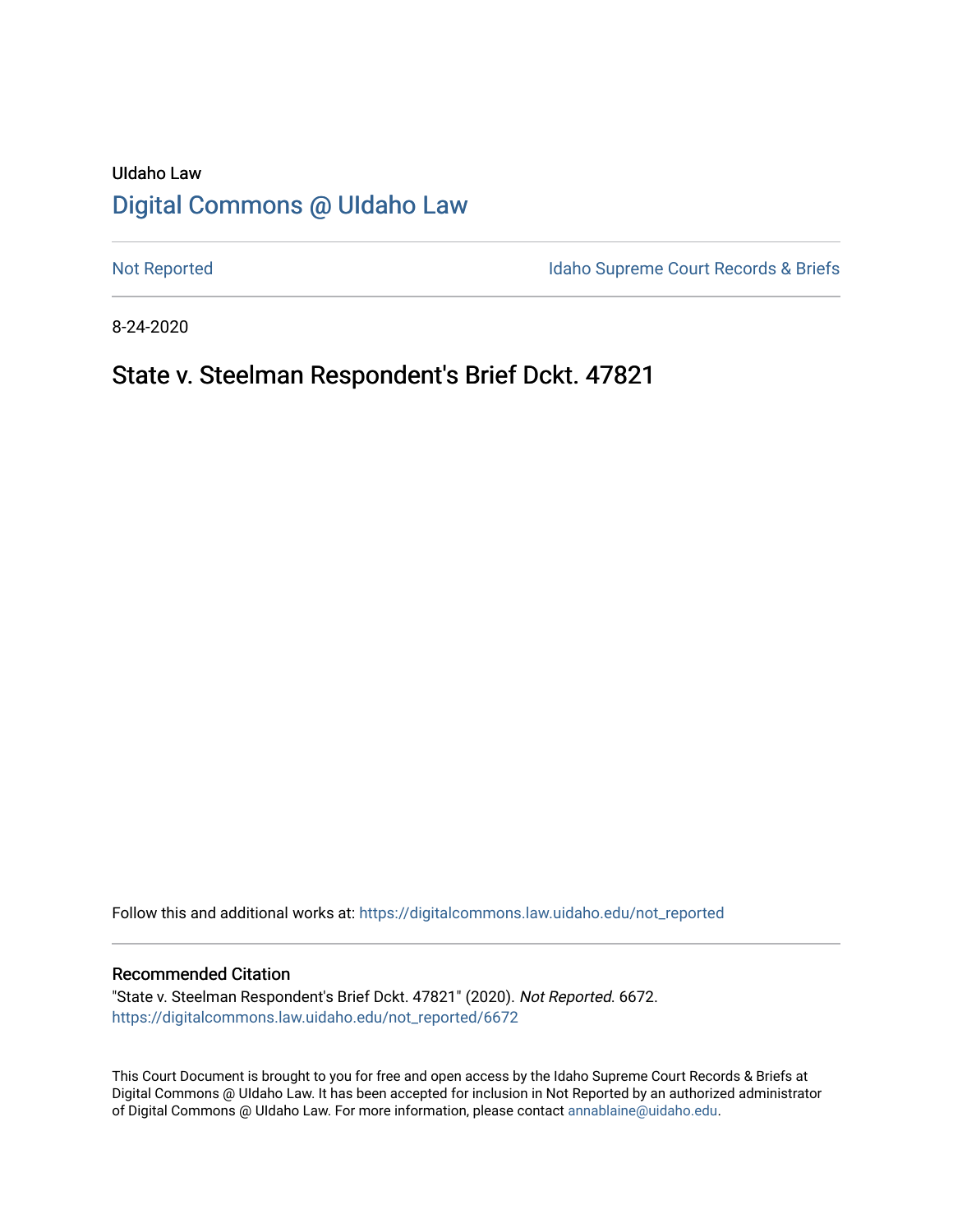UIdaho Law

# Digital Commons @ UIdaho Law

Not Reported

Idaho Supreme Court Records & Briefs

8-24-2020

## State v. Steelman Respondent's Brief Dckt. 47821

Follow this and additional works at: https://digitalcommons.law.uidaho.edu/not_reported

### Recommended Citation

"State v. Steelman Respondent's Brief Dckt. 47821" (2020). *Not Reported*. 6672.
https://digitalcommons.law.uidaho.edu/not_reported/6672

This Court Document is brought to you for free and open access by the Idaho Supreme Court Records & Briefs at Digital Commons @ UIdaho Law. It has been accepted for inclusion in Not Reported by an authorized administrator of Digital Commons @ UIdaho Law. For more information, please contact annablaine@uidaho.edu.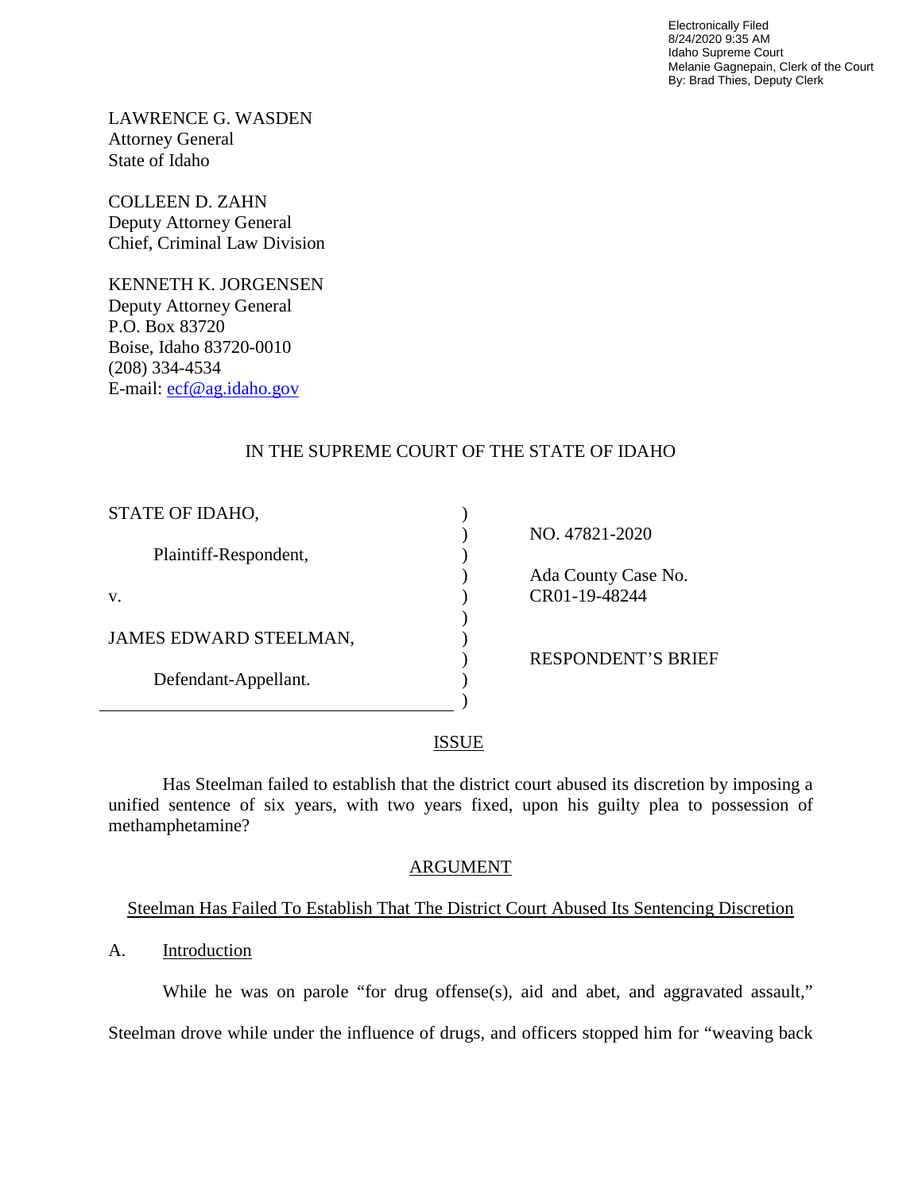Electronically Filed
8/24/2020 9:35 AM
Idaho Supreme Court
Melanie Gagnepain, Clerk of the Court
By: Brad Thies, Deputy Clerk

LAWRENCE G. WASDEN
Attorney General
State of Idaho

COLLEEN D. ZAHN
Deputy Attorney General
Chief, Criminal Law Division

KENNETH K. JORGENSEN
Deputy Attorney General
P.O. Box 83720
Boise, Idaho 83720-0010
(208) 334-4534
E-mail: ecf@ag.idaho.gov

IN THE SUPREME COURT OF THE STATE OF IDAHO

| | |
|---|---|
| STATE OF IDAHO, | NO. 47821-2020 |
| Plaintiff-Respondent, | Ada County Case No. CR01-19-48244 |
| v. | |
| JAMES EDWARD STEELMAN, | RESPONDENT'S BRIEF |
| Defendant-Appellant. | |

## ISSUE

Has Steelman failed to establish that the district court abused its discretion by imposing a unified sentence of six years, with two years fixed, upon his guilty plea to possession of methamphetamine?

## ARGUMENT

### Steelman Has Failed To Establish That The District Court Abused Its Sentencing Discretion

A. Introduction

While he was on parole "for drug offense(s), aid and abet, and aggravated assault," Steelman drove while under the influence of drugs, and officers stopped him for "weaving back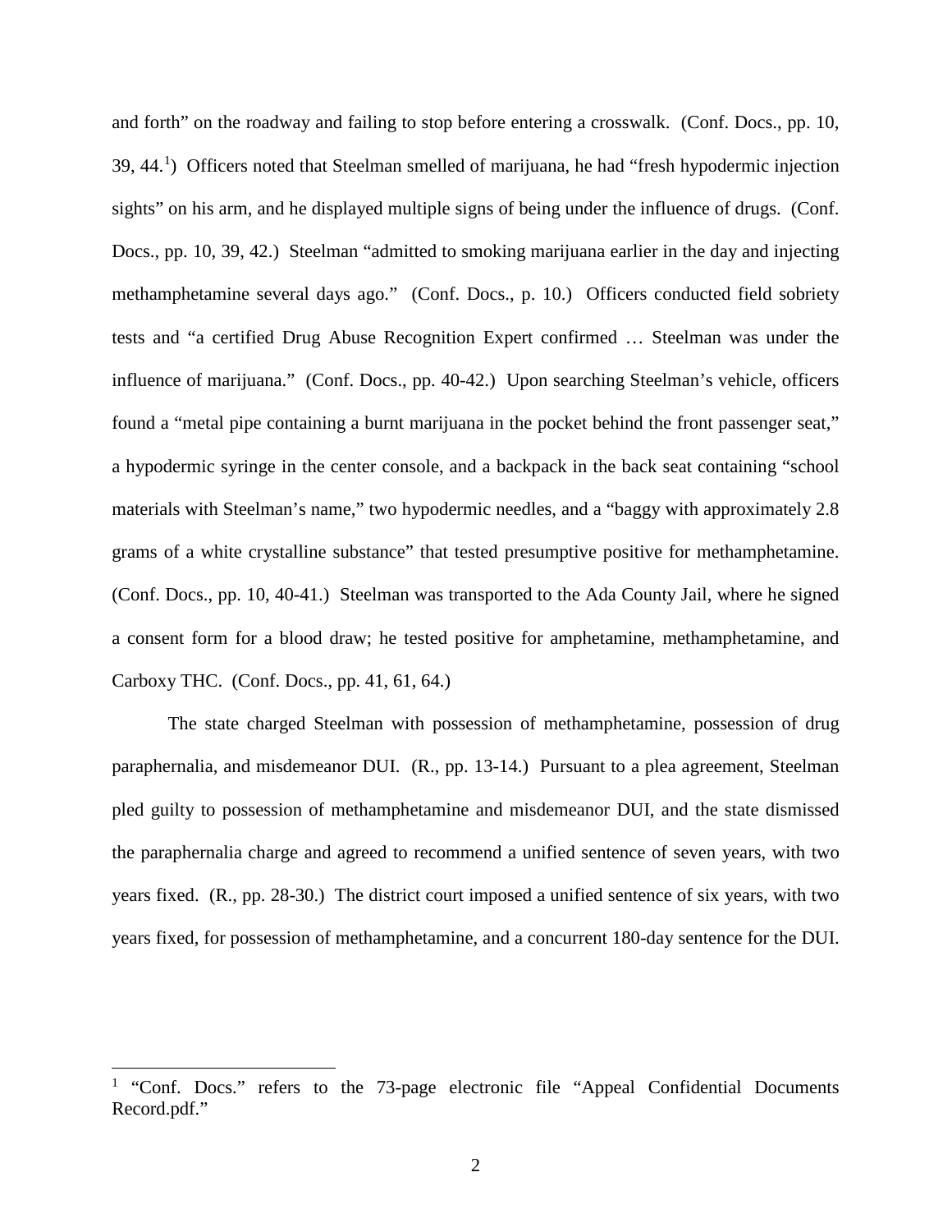and forth" on the roadway and failing to stop before entering a crosswalk. (Conf. Docs., pp. 10, 39, 44.[1]) Officers noted that Steelman smelled of marijuana, he had "fresh hypodermic injection sights" on his arm, and he displayed multiple signs of being under the influence of drugs. (Conf. Docs., pp. 10, 39, 42.) Steelman "admitted to smoking marijuana earlier in the day and injecting methamphetamine several days ago." (Conf. Docs., p. 10.) Officers conducted field sobriety tests and "a certified Drug Abuse Recognition Expert confirmed … Steelman was under the influence of marijuana." (Conf. Docs., pp. 40-42.) Upon searching Steelman's vehicle, officers found a "metal pipe containing a burnt marijuana in the pocket behind the front passenger seat," a hypodermic syringe in the center console, and a backpack in the back seat containing "school materials with Steelman's name," two hypodermic needles, and a "baggy with approximately 2.8 grams of a white crystalline substance" that tested presumptive positive for methamphetamine. (Conf. Docs., pp. 10, 40-41.) Steelman was transported to the Ada County Jail, where he signed a consent form for a blood draw; he tested positive for amphetamine, methamphetamine, and Carboxy THC. (Conf. Docs., pp. 41, 61, 64.)

The state charged Steelman with possession of methamphetamine, possession of drug paraphernalia, and misdemeanor DUI. (R., pp. 13-14.) Pursuant to a plea agreement, Steelman pled guilty to possession of methamphetamine and misdemeanor DUI, and the state dismissed the paraphernalia charge and agreed to recommend a unified sentence of seven years, with two years fixed. (R., pp. 28-30.) The district court imposed a unified sentence of six years, with two years fixed, for possession of methamphetamine, and a concurrent 180-day sentence for the DUI.

---

[1] "Conf. Docs." refers to the 73-page electronic file "Appeal Confidential Documents Record.pdf."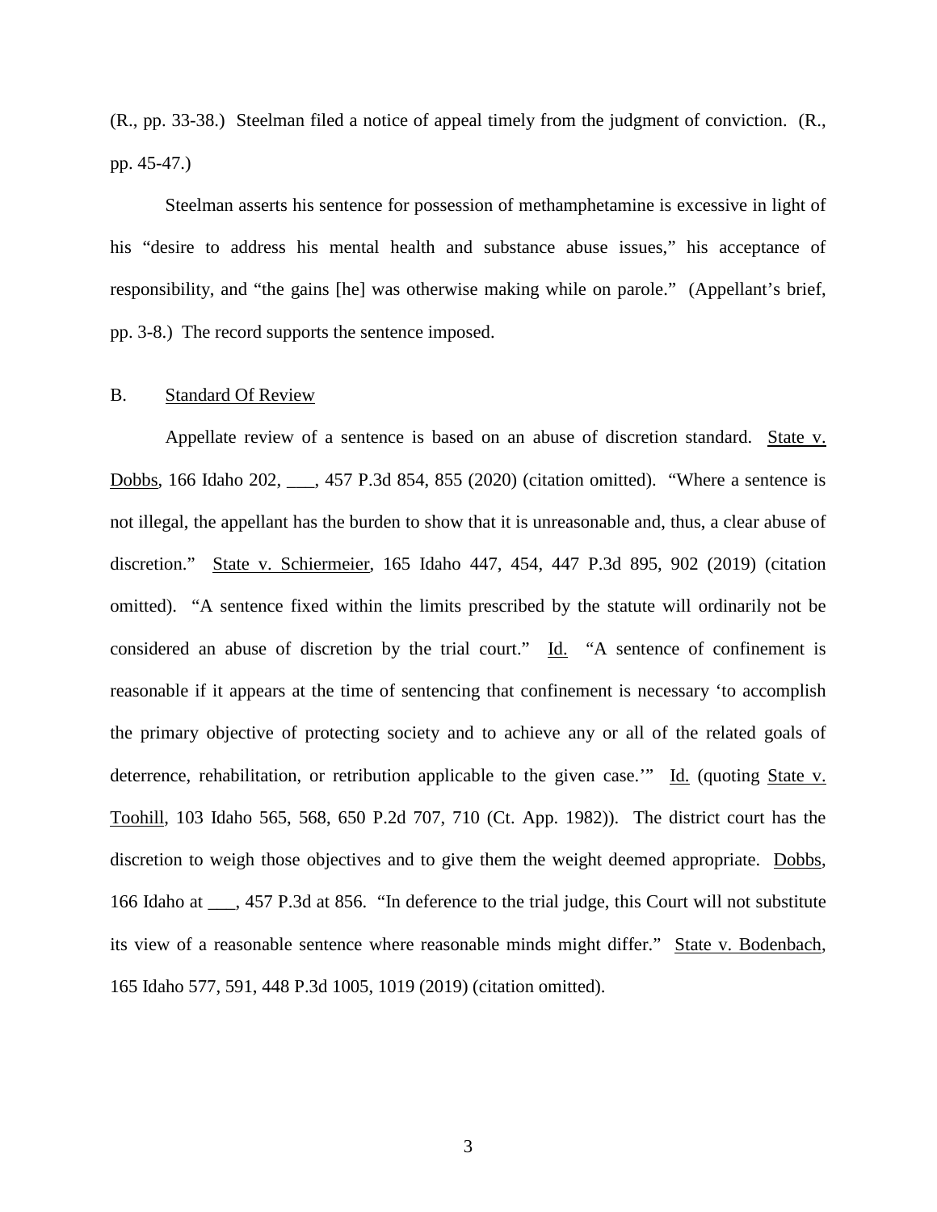(R., pp. 33-38.) Steelman filed a notice of appeal timely from the judgment of conviction. (R., pp. 45-47.)

Steelman asserts his sentence for possession of methamphetamine is excessive in light of his "desire to address his mental health and substance abuse issues," his acceptance of responsibility, and "the gains [he] was otherwise making while on parole." (Appellant's brief, pp. 3-8.) The record supports the sentence imposed.

## B. Standard Of Review

Appellate review of a sentence is based on an abuse of discretion standard. State v. Dobbs, 166 Idaho 202, ___, 457 P.3d 854, 855 (2020) (citation omitted). "Where a sentence is not illegal, the appellant has the burden to show that it is unreasonable and, thus, a clear abuse of discretion." State v. Schiermeier, 165 Idaho 447, 454, 447 P.3d 895, 902 (2019) (citation omitted). "A sentence fixed within the limits prescribed by the statute will ordinarily not be considered an abuse of discretion by the trial court." Id. "A sentence of confinement is reasonable if it appears at the time of sentencing that confinement is necessary 'to accomplish the primary objective of protecting society and to achieve any or all of the related goals of deterrence, rehabilitation, or retribution applicable to the given case.'" Id. (quoting State v. Toohill, 103 Idaho 565, 568, 650 P.2d 707, 710 (Ct. App. 1982)). The district court has the discretion to weigh those objectives and to give them the weight deemed appropriate. Dobbs, 166 Idaho at ___, 457 P.3d at 856. "In deference to the trial judge, this Court will not substitute its view of a reasonable sentence where reasonable minds might differ." State v. Bodenbach, 165 Idaho 577, 591, 448 P.3d 1005, 1019 (2019) (citation omitted).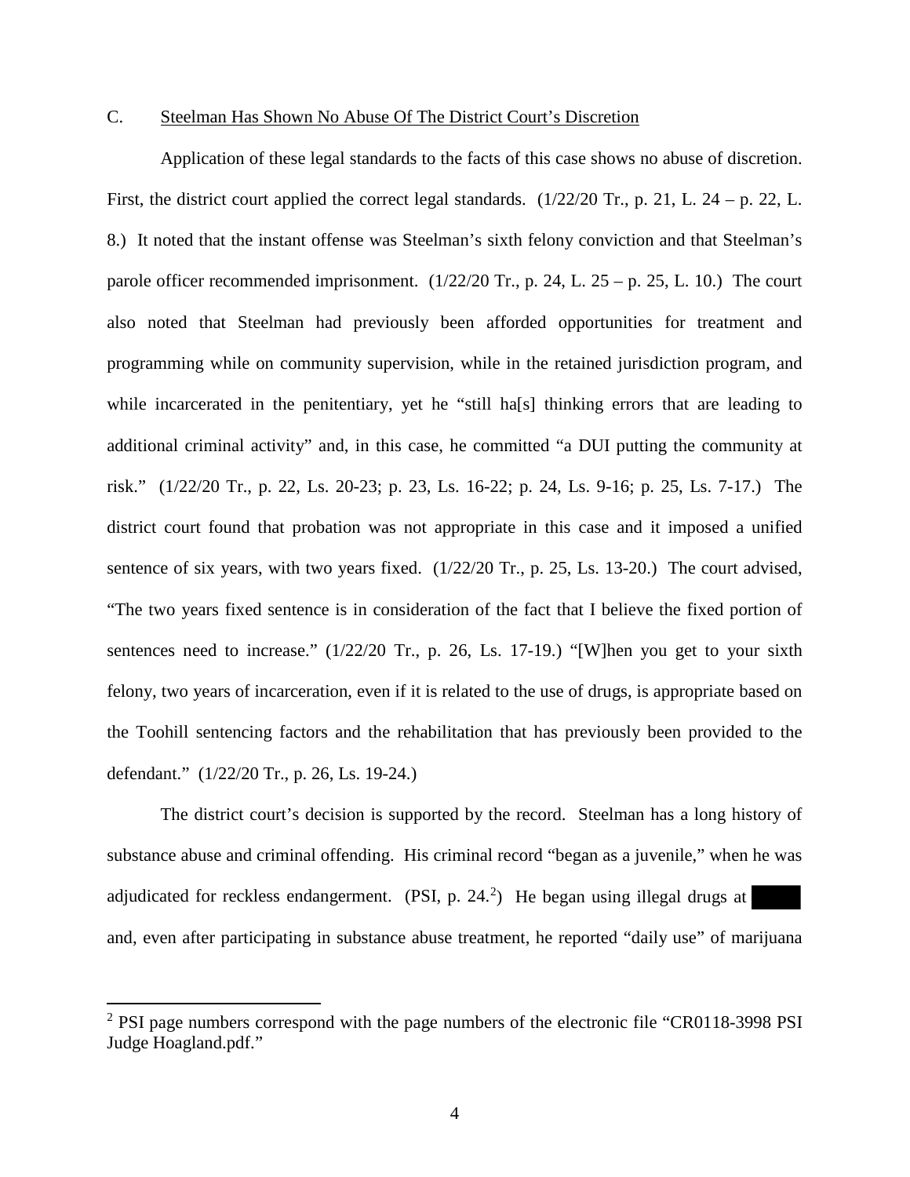C. Steelman Has Shown No Abuse Of The District Court's Discretion

Application of these legal standards to the facts of this case shows no abuse of discretion. First, the district court applied the correct legal standards. (1/22/20 Tr., p. 21, L. 24 – p. 22, L. 8.) It noted that the instant offense was Steelman's sixth felony conviction and that Steelman's parole officer recommended imprisonment. (1/22/20 Tr., p. 24, L. 25 – p. 25, L. 10.) The court also noted that Steelman had previously been afforded opportunities for treatment and programming while on community supervision, while in the retained jurisdiction program, and while incarcerated in the penitentiary, yet he "still ha[s] thinking errors that are leading to additional criminal activity" and, in this case, he committed "a DUI putting the community at risk." (1/22/20 Tr., p. 22, Ls. 20-23; p. 23, Ls. 16-22; p. 24, Ls. 9-16; p. 25, Ls. 7-17.) The district court found that probation was not appropriate in this case and it imposed a unified sentence of six years, with two years fixed. (1/22/20 Tr., p. 25, Ls. 13-20.) The court advised, "The two years fixed sentence is in consideration of the fact that I believe the fixed portion of sentences need to increase." (1/22/20 Tr., p. 26, Ls. 17-19.) "[W]hen you get to your sixth felony, two years of incarceration, even if it is related to the use of drugs, is appropriate based on the Toohill sentencing factors and the rehabilitation that has previously been provided to the defendant." (1/22/20 Tr., p. 26, Ls. 19-24.)

The district court's decision is supported by the record. Steelman has a long history of substance abuse and criminal offending. His criminal record "began as a juvenile," when he was adjudicated for reckless endangerment. (PSI, p. 24.[2]) He began using illegal drugs at ███ and, even after participating in substance abuse treatment, he reported "daily use" of marijuana

[2] PSI page numbers correspond with the page numbers of the electronic file "CR0118-3998 PSI Judge Hoagland.pdf."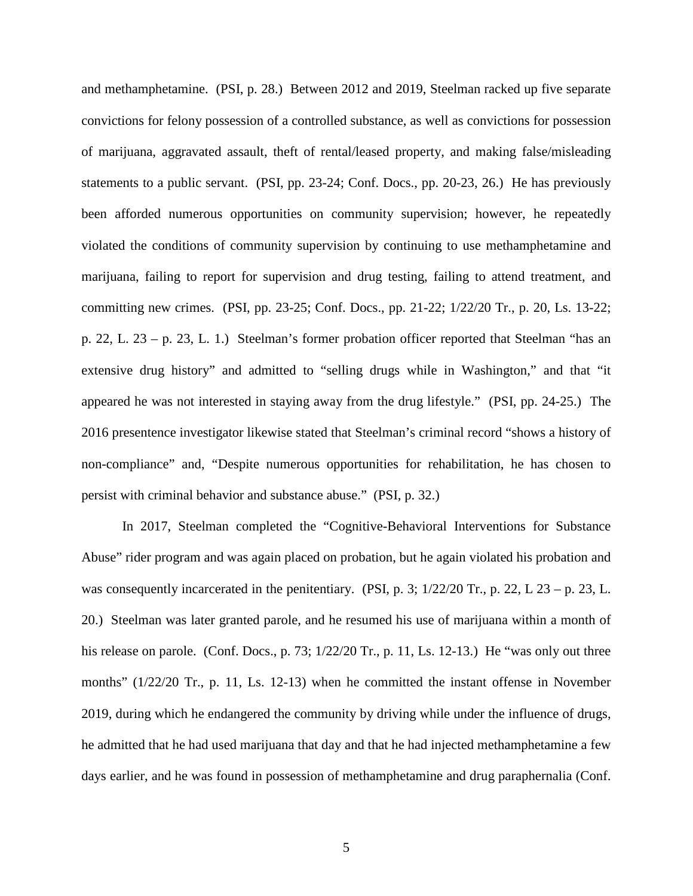and methamphetamine. (PSI, p. 28.) Between 2012 and 2019, Steelman racked up five separate convictions for felony possession of a controlled substance, as well as convictions for possession of marijuana, aggravated assault, theft of rental/leased property, and making false/misleading statements to a public servant. (PSI, pp. 23-24; Conf. Docs., pp. 20-23, 26.) He has previously been afforded numerous opportunities on community supervision; however, he repeatedly violated the conditions of community supervision by continuing to use methamphetamine and marijuana, failing to report for supervision and drug testing, failing to attend treatment, and committing new crimes. (PSI, pp. 23-25; Conf. Docs., pp. 21-22; 1/22/20 Tr., p. 20, Ls. 13-22; p. 22, L. 23 – p. 23, L. 1.) Steelman's former probation officer reported that Steelman "has an extensive drug history" and admitted to "selling drugs while in Washington," and that "it appeared he was not interested in staying away from the drug lifestyle." (PSI, pp. 24-25.) The 2016 presentence investigator likewise stated that Steelman's criminal record "shows a history of non-compliance" and, "Despite numerous opportunities for rehabilitation, he has chosen to persist with criminal behavior and substance abuse." (PSI, p. 32.)

In 2017, Steelman completed the "Cognitive-Behavioral Interventions for Substance Abuse" rider program and was again placed on probation, but he again violated his probation and was consequently incarcerated in the penitentiary. (PSI, p. 3; 1/22/20 Tr., p. 22, L 23 – p. 23, L. 20.) Steelman was later granted parole, and he resumed his use of marijuana within a month of his release on parole. (Conf. Docs., p. 73; 1/22/20 Tr., p. 11, Ls. 12-13.) He "was only out three months" (1/22/20 Tr., p. 11, Ls. 12-13) when he committed the instant offense in November 2019, during which he endangered the community by driving while under the influence of drugs, he admitted that he had used marijuana that day and that he had injected methamphetamine a few days earlier, and he was found in possession of methamphetamine and drug paraphernalia (Conf.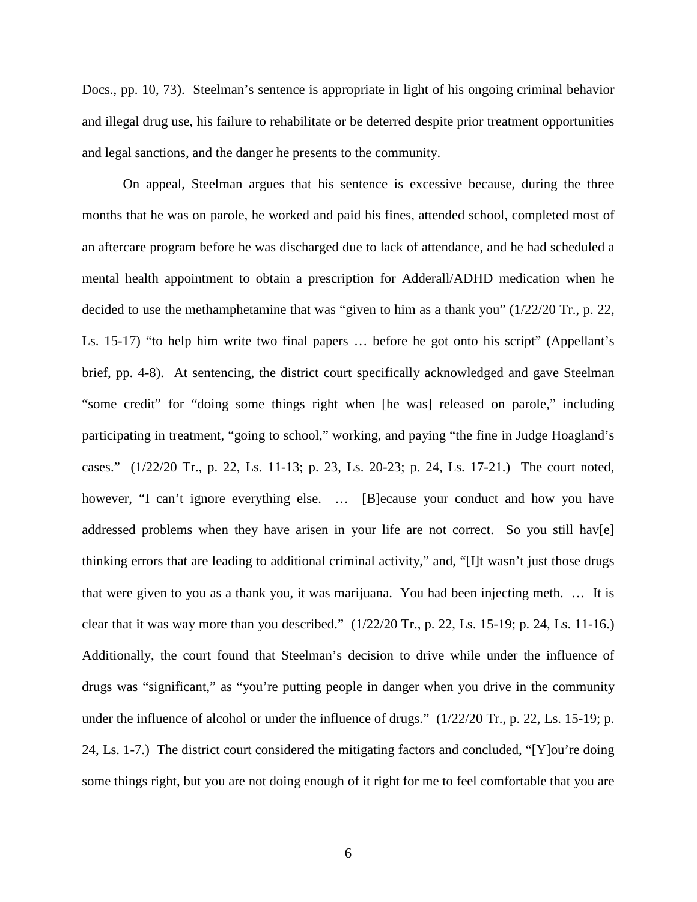Docs., pp. 10, 73). Steelman's sentence is appropriate in light of his ongoing criminal behavior and illegal drug use, his failure to rehabilitate or be deterred despite prior treatment opportunities and legal sanctions, and the danger he presents to the community.

On appeal, Steelman argues that his sentence is excessive because, during the three months that he was on parole, he worked and paid his fines, attended school, completed most of an aftercare program before he was discharged due to lack of attendance, and he had scheduled a mental health appointment to obtain a prescription for Adderall/ADHD medication when he decided to use the methamphetamine that was "given to him as a thank you" (1/22/20 Tr., p. 22, Ls. 15-17) "to help him write two final papers … before he got onto his script" (Appellant's brief, pp. 4-8). At sentencing, the district court specifically acknowledged and gave Steelman "some credit" for "doing some things right when [he was] released on parole," including participating in treatment, "going to school," working, and paying "the fine in Judge Hoagland's cases." (1/22/20 Tr., p. 22, Ls. 11-13; p. 23, Ls. 20-23; p. 24, Ls. 17-21.) The court noted, however, "I can't ignore everything else. … [B]ecause your conduct and how you have addressed problems when they have arisen in your life are not correct. So you still hav[e] thinking errors that are leading to additional criminal activity," and, "[I]t wasn't just those drugs that were given to you as a thank you, it was marijuana. You had been injecting meth. … It is clear that it was way more than you described." (1/22/20 Tr., p. 22, Ls. 15-19; p. 24, Ls. 11-16.) Additionally, the court found that Steelman's decision to drive while under the influence of drugs was "significant," as "you're putting people in danger when you drive in the community under the influence of alcohol or under the influence of drugs." (1/22/20 Tr., p. 22, Ls. 15-19; p. 24, Ls. 1-7.) The district court considered the mitigating factors and concluded, "[Y]ou're doing some things right, but you are not doing enough of it right for me to feel comfortable that you are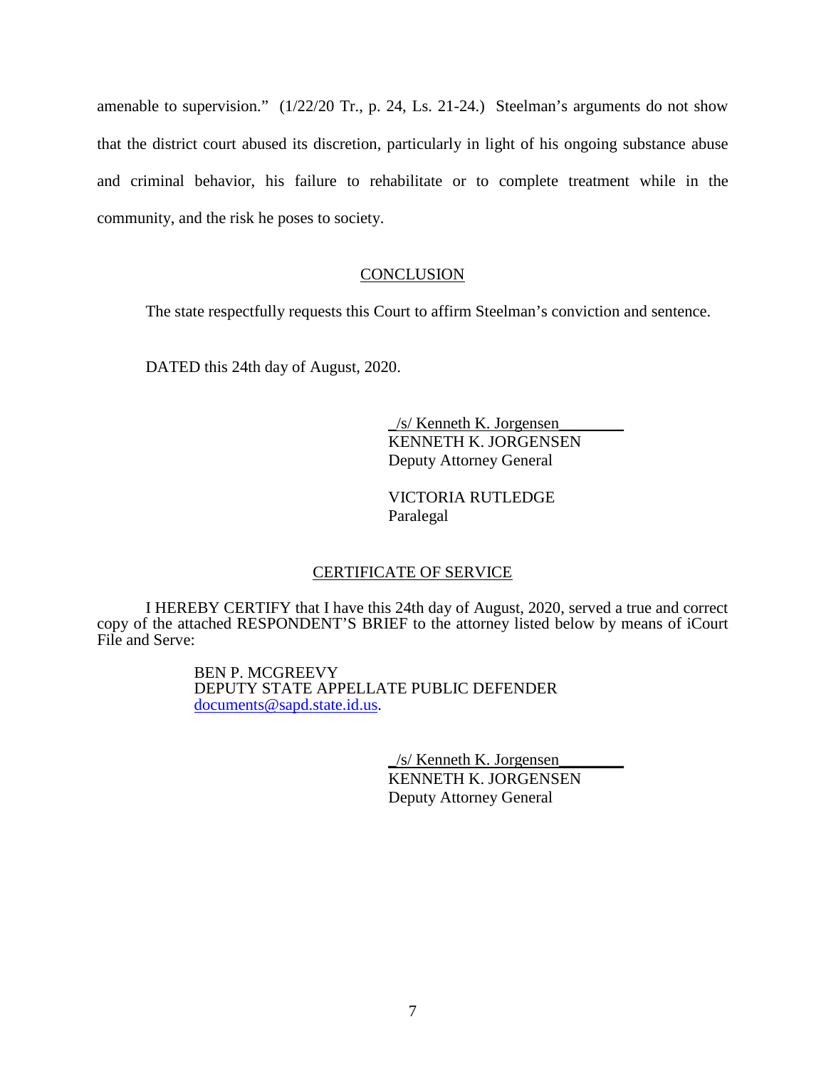amenable to supervision." (1/22/20 Tr., p. 24, Ls. 21-24.) Steelman's arguments do not show that the district court abused its discretion, particularly in light of his ongoing substance abuse and criminal behavior, his failure to rehabilitate or to complete treatment while in the community, and the risk he poses to society.

## CONCLUSION

The state respectfully requests this Court to affirm Steelman's conviction and sentence.

DATED this 24th day of August, 2020.

_/s/ Kenneth K. Jorgensen________
KENNETH K. JORGENSEN
Deputy Attorney General

VICTORIA RUTLEDGE
Paralegal

## CERTIFICATE OF SERVICE

I HEREBY CERTIFY that I have this 24th day of August, 2020, served a true and correct copy of the attached RESPONDENT'S BRIEF to the attorney listed below by means of iCourt File and Serve:

BEN P. MCGREEVY
DEPUTY STATE APPELLATE PUBLIC DEFENDER
documents@sapd.state.id.us.

_/s/ Kenneth K. Jorgensen________
KENNETH K. JORGENSEN
Deputy Attorney General